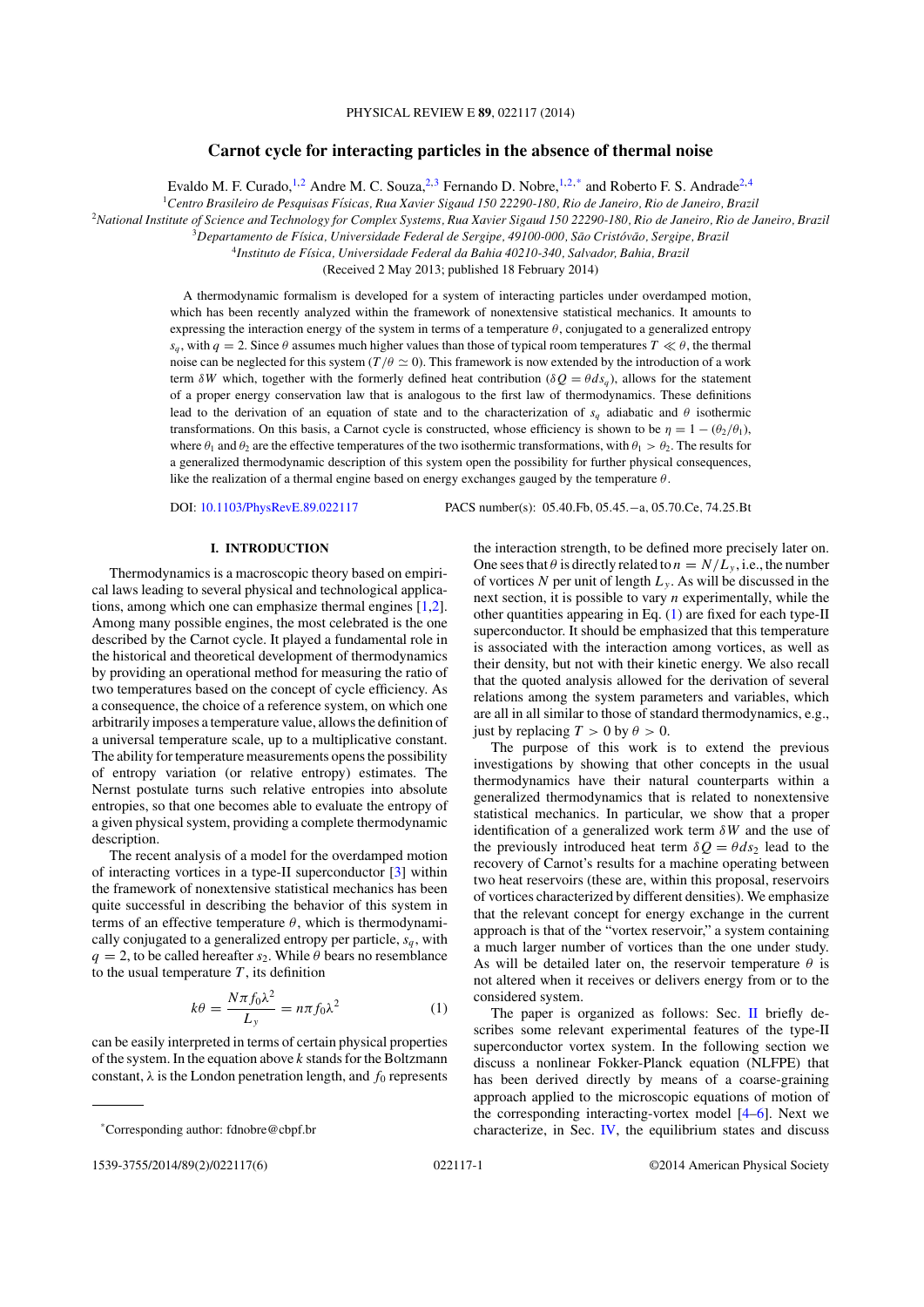# Carnot cycle for interacting particles in the absence of thermal noise

Evaldo M. F. Curado,[1,2] Andre M. C. Souza,[2,3] Fernando D. Nobre,[1,2,*] and Roberto F. S. Andrade[2,4]

[1] *Centro Brasileiro de Pesquisas Físicas, Rua Xavier Sigaud 150 22290-180, Rio de Janeiro, Rio de Janeiro, Brazil*

[2] *National Institute of Science and Technology for Complex Systems, Rua Xavier Sigaud 150 22290-180, Rio de Janeiro, Rio de Janeiro, Brazil*

[3] *Departamento de Física, Universidade Federal de Sergipe, 49100-000, São Cristóvão, Sergipe, Brazil*

[4] *Instituto de Física, Universidade Federal da Bahia 40210-340, Salvador, Bahia, Brazil*

(Received 2 May 2013; published 18 February 2014)

A thermodynamic formalism is developed for a system of interacting particles under overdamped motion, which has been recently analyzed within the framework of nonextensive statistical mechanics. It amounts to expressing the interaction energy of the system in terms of a temperature $\theta$, conjugated to a generalized entropy $s_q$, with $q = 2$. Since $\theta$ assumes much higher values than those of typical room temperatures $T \ll \theta$, the thermal noise can be neglected for this system ($T/\theta \simeq 0$). This framework is now extended by the introduction of a work term $\delta W$ which, together with the formerly defined heat contribution ($\delta Q = \theta ds_q$), allows for the statement of a proper energy conservation law that is analogous to the first law of thermodynamics. These definitions lead to the derivation of an equation of state and to the characterization of $s_q$ adiabatic and $\theta$ isothermic transformations. On this basis, a Carnot cycle is constructed, whose efficiency is shown to be $\eta = 1 - (\theta_2/\theta_1)$, where $\theta_1$ and $\theta_2$ are the effective temperatures of the two isothermic transformations, with $\theta_1 > \theta_2$. The results for a generalized thermodynamic description of this system open the possibility for further physical consequences, like the realization of a thermal engine based on energy exchanges gauged by the temperature $\theta$.

DOI: 10.1103/PhysRevE.89.022117 PACS number(s): 05.40.Fb, 05.45.−a, 05.70.Ce, 74.25.Bt

## I. INTRODUCTION

Thermodynamics is a macroscopic theory based on empirical laws leading to several physical and technological applications, among which one can emphasize thermal engines [1,2]. Among many possible engines, the most celebrated is the one described by the Carnot cycle. It played a fundamental role in the historical and theoretical development of thermodynamics by providing an operational method for measuring the ratio of two temperatures based on the concept of cycle efficiency. As a consequence, the choice of a reference system, on which one arbitrarily imposes a temperature value, allows the definition of a universal temperature scale, up to a multiplicative constant. The ability for temperature measurements opens the possibility of entropy variation (or relative entropy) estimates. The Nernst postulate turns such relative entropies into absolute entropies, so that one becomes able to evaluate the entropy of a given physical system, providing a complete thermodynamic description.

The recent analysis of a model for the overdamped motion of interacting vortices in a type-II superconductor [3] within the framework of nonextensive statistical mechanics has been quite successful in describing the behavior of this system in terms of an effective temperature $\theta$, which is thermodynamically conjugated to a generalized entropy per particle, $s_q$, with $q = 2$, to be called hereafter $s_2$. While $\theta$ bears no resemblance to the usual temperature $T$, its definition

$$k\theta = \frac{N\pi f_0 \lambda^2}{L_y} = n\pi f_0 \lambda^2 \tag{1}$$

can be easily interpreted in terms of certain physical properties of the system. In the equation above $k$ stands for the Boltzmann constant, $\lambda$ is the London penetration length, and $f_0$ represents the interaction strength, to be defined more precisely later on. One sees that $\theta$ is directly related to $n = N/L_y$, i.e., the number of vortices $N$ per unit of length $L_y$. As will be discussed in the next section, it is possible to vary $n$ experimentally, while the other quantities appearing in Eq. (1) are fixed for each type-II superconductor. It should be emphasized that this temperature is associated with the interaction among vortices, as well as their density, but not with their kinetic energy. We also recall that the quoted analysis allowed for the derivation of several relations among the system parameters and variables, which are all in all similar to those of standard thermodynamics, e.g., just by replacing $T > 0$ by $\theta > 0$.

The purpose of this work is to extend the previous investigations by showing that other concepts in the usual thermodynamics have their natural counterparts within a generalized thermodynamics that is related to nonextensive statistical mechanics. In particular, we show that a proper identification of a generalized work term $\delta W$ and the use of the previously introduced heat term $\delta Q = \theta ds_2$ lead to the recovery of Carnot's results for a machine operating between two heat reservoirs (these are, within this proposal, reservoirs of vortices characterized by different densities). We emphasize that the relevant concept for energy exchange in the current approach is that of the "vortex reservoir," a system containing a much larger number of vortices than the one under study. As will be detailed later on, the reservoir temperature $\theta$ is not altered when it receives or delivers energy from or to the considered system.

The paper is organized as follows: Sec. II briefly describes some relevant experimental features of the type-II superconductor vortex system. In the following section we discuss a nonlinear Fokker-Planck equation (NLFPE) that has been derived directly by means of a coarse-graining approach applied to the microscopic equations of motion of the corresponding interacting-vortex model [4–6]. Next we characterize, in Sec. IV, the equilibrium states and discuss

*Corresponding author: fdnobre@cbpf.br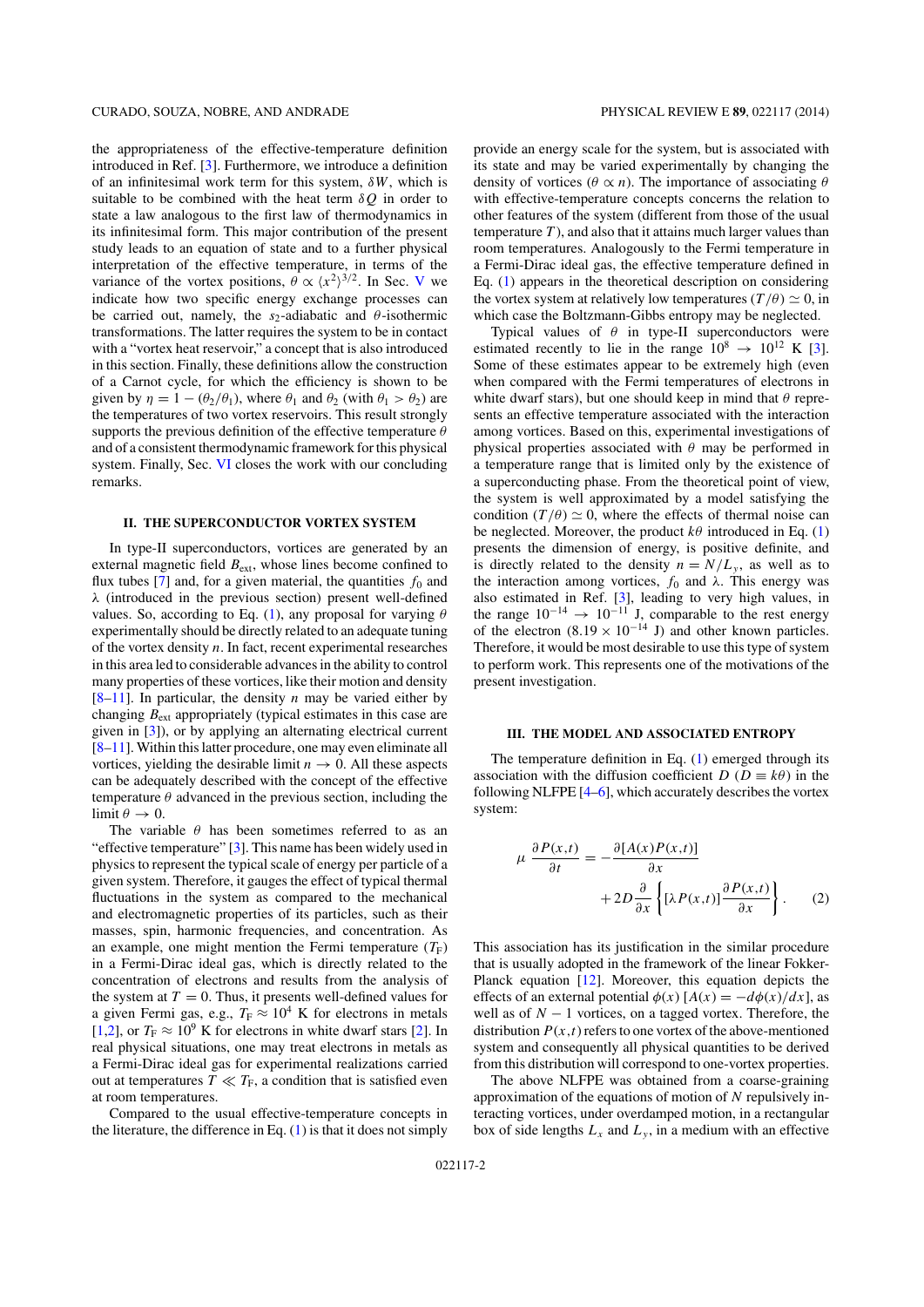the appropriateness of the effective-temperature definition introduced in Ref. [3]. Furthermore, we introduce a definition of an infinitesimal work term for this system, $\delta W$, which is suitable to be combined with the heat term $\delta Q$ in order to state a law analogous to the first law of thermodynamics in its infinitesimal form. This major contribution of the present study leads to an equation of state and to a further physical interpretation of the effective temperature, in terms of the variance of the vortex positions, $\theta \propto \langle x^2\rangle^{3/2}$. In Sec. V we indicate how two specific energy exchange processes can be carried out, namely, the $s_2$-adiabatic and $\theta$-isothermic transformations. The latter requires the system to be in contact with a "vortex heat reservoir," a concept that is also introduced in this section. Finally, these definitions allow the construction of a Carnot cycle, for which the efficiency is shown to be given by $\eta = 1 - (\theta_2/\theta_1)$, where $\theta_1$ and $\theta_2$ (with $\theta_1 > \theta_2$) are the temperatures of two vortex reservoirs. This result strongly supports the previous definition of the effective temperature $\theta$ and of a consistent thermodynamic framework for this physical system. Finally, Sec. VI closes the work with our concluding remarks.

## II. THE SUPERCONDUCTOR VORTEX SYSTEM

In type-II superconductors, vortices are generated by an external magnetic field $B_{\text{ext}}$, whose lines become confined to flux tubes [7] and, for a given material, the quantities $f_0$ and $\lambda$ (introduced in the previous section) present well-defined values. So, according to Eq. (1), any proposal for varying $\theta$ experimentally should be directly related to an adequate tuning of the vortex density $n$. In fact, recent experimental researches in this area led to considerable advances in the ability to control many properties of these vortices, like their motion and density [8–11]. In particular, the density $n$ may be varied either by changing $B_{\text{ext}}$ appropriately (typical estimates in this case are given in [3]), or by applying an alternating electrical current [8–11]. Within this latter procedure, one may even eliminate all vortices, yielding the desirable limit $n \to 0$. All these aspects can be adequately described with the concept of the effective temperature $\theta$ advanced in the previous section, including the limit $\theta \to 0$.

The variable $\theta$ has been sometimes referred to as an "effective temperature" [3]. This name has been widely used in physics to represent the typical scale of energy per particle of a given system. Therefore, it gauges the effect of typical thermal fluctuations in the system as compared to the mechanical and electromagnetic properties of its particles, such as their masses, spin, harmonic frequencies, and concentration. As an example, one might mention the Fermi temperature ($T_{\text{F}}$) in a Fermi-Dirac ideal gas, which is directly related to the concentration of electrons and results from the analysis of the system at $T = 0$. Thus, it presents well-defined values for a given Fermi gas, e.g., $T_{\text{F}} \approx 10^4$ K for electrons in metals [1,2], or $T_{\text{F}} \approx 10^9$ K for electrons in white dwarf stars [2]. In real physical situations, one may treat electrons in metals as a Fermi-Dirac ideal gas for experimental realizations carried out at temperatures $T \ll T_{\text{F}}$, a condition that is satisfied even at room temperatures.

Compared to the usual effective-temperature concepts in the literature, the difference in Eq. (1) is that it does not simply provide an energy scale for the system, but is associated with its state and may be varied experimentally by changing the density of vortices ($\theta \propto n$). The importance of associating $\theta$ with effective-temperature concepts concerns the relation to other features of the system (different from those of the usual temperature $T$), and also that it attains much larger values than room temperatures. Analogously to the Fermi temperature in a Fermi-Dirac ideal gas, the effective temperature defined in Eq. (1) appears in the theoretical description on considering the vortex system at relatively low temperatures ($T/\theta) \simeq 0$, in which case the Boltzmann-Gibbs entropy may be neglected.

Typical values of $\theta$ in type-II superconductors were estimated recently to lie in the range $10^8 \to 10^{12}$ K [3]. Some of these estimates appear to be extremely high (even when compared with the Fermi temperatures of electrons in white dwarf stars), but one should keep in mind that $\theta$ represents an effective temperature associated with the interaction among vortices. Based on this, experimental investigations of physical properties associated with $\theta$ may be performed in a temperature range that is limited only by the existence of a superconducting phase. From the theoretical point of view, the system is well approximated by a model satisfying the condition $(T/\theta) \simeq 0$, where the effects of thermal noise can be neglected. Moreover, the product $k\theta$ introduced in Eq. (1) presents the dimension of energy, is positive definite, and is directly related to the density $n = N/L_y$, as well as to the interaction among vortices, $f_0$ and $\lambda$. This energy was also estimated in Ref. [3], leading to very high values, in the range $10^{-14} \to 10^{-11}$ J, comparable to the rest energy of the electron ($8.19 \times 10^{-14}$ J) and other known particles. Therefore, it would be most desirable to use this type of system to perform work. This represents one of the motivations of the present investigation.

## III. THE MODEL AND ASSOCIATED ENTROPY

The temperature definition in Eq. (1) emerged through its association with the diffusion coefficient $D$ ($D \equiv k\theta$) in the following NLFPE [4–6], which accurately describes the vortex system:

$$\mu \frac{\partial P(x,t)}{\partial t} = -\frac{\partial [A(x)P(x,t)]}{\partial x} + 2D\frac{\partial}{\partial x}\left\{[\lambda P(x,t)]\frac{\partial P(x,t)}{\partial x}\right\}. \qquad (2)$$

This association has its justification in the similar procedure that is usually adopted in the framework of the linear Fokker-Planck equation [12]. Moreover, this equation depicts the effects of an external potential $\phi(x)$ [$A(x) = -d\phi(x)/dx$], as well as of $N - 1$ vortices, on a tagged vortex. Therefore, the distribution $P(x,t)$ refers to one vortex of the above-mentioned system and consequently all physical quantities to be derived from this distribution will correspond to one-vortex properties.

The above NLFPE was obtained from a coarse-graining approximation of the equations of motion of $N$ repulsively interacting vortices, under overdamped motion, in a rectangular box of side lengths $L_x$ and $L_y$, in a medium with an effective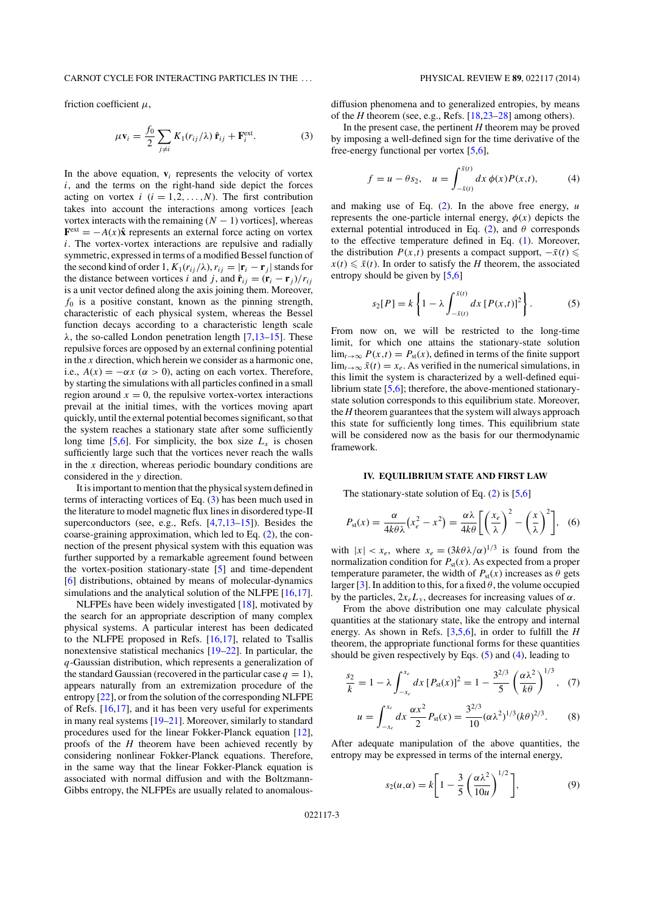friction coefficient $\mu$,

$$\mu \mathbf{v}_i = \frac{f_0}{2} \sum_{j \neq i} K_1(r_{ij}/\lambda)\, \hat{\mathbf{r}}_{ij} + \mathbf{F}_i^{\rm ext}. \tag{3}$$

In the above equation, $\mathbf{v}_i$ represents the velocity of vortex $i$, and the terms on the right-hand side depict the forces acting on vortex $i$ $(i = 1,2,\ldots,N)$. The first contribution takes into account the interactions among vortices [each vortex interacts with the remaining $(N-1)$ vortices], whereas $\mathbf{F}^{\rm ext} = -A(x)\hat{\mathbf{x}}$ represents an external force acting on vortex $i$. The vortex-vortex interactions are repulsive and radially symmetric, expressed in terms of a modified Bessel function of the second kind of order 1, $K_1(r_{ij}/\lambda)$, $r_{ij} = |\mathbf{r}_i - \mathbf{r}_j|$ stands for the distance between vortices $i$ and $j$, and $\hat{\mathbf{r}}_{ij} = (\mathbf{r}_i - \mathbf{r}_j)/r_{ij}$ is a unit vector defined along the axis joining them. Moreover, $f_0$ is a positive constant, known as the pinning strength, characteristic of each physical system, whereas the Bessel function decays according to a characteristic length scale $\lambda$, the so-called London penetration length [7,13–15]. These repulsive forces are opposed by an external confining potential in the $x$ direction, which herein we consider as a harmonic one, i.e., $A(x) = -\alpha x$ $(\alpha > 0)$, acting on each vortex. Therefore, by starting the simulations with all particles confined in a small region around $x = 0$, the repulsive vortex-vortex interactions prevail at the initial times, with the vortices moving apart quickly, until the external potential becomes significant, so that the system reaches a stationary state after some sufficiently long time [5,6]. For simplicity, the box size $L_x$ is chosen sufficiently large such that the vortices never reach the walls in the $x$ direction, whereas periodic boundary conditions are considered in the $y$ direction.

It is important to mention that the physical system defined in terms of interacting vortices of Eq. (3) has been much used in the literature to model magnetic flux lines in disordered type-II superconductors (see, e.g., Refs. [4,7,13–15]). Besides the coarse-graining approximation, which led to Eq. (2), the connection of the present physical system with this equation was further supported by a remarkable agreement found between the vortex-position stationary-state [5] and time-dependent [6] distributions, obtained by means of molecular-dynamics simulations and the analytical solution of the NLFPE [16,17].

NLFPEs have been widely investigated [18], motivated by the search for an appropriate description of many complex physical systems. A particular interest has been dedicated to the NLFPE proposed in Refs. [16,17], related to Tsallis nonextensive statistical mechanics [19–22]. In particular, the $q$-Gaussian distribution, which represents a generalization of the standard Gaussian (recovered in the particular case $q = 1$), appears naturally from an extremization procedure of the entropy [22], or from the solution of the corresponding NLFPE of Refs. [16,17], and it has been very useful for experiments in many real systems [19–21]. Moreover, similarly to standard procedures used for the linear Fokker-Planck equation [12], proofs of the $H$ theorem have been achieved recently by considering nonlinear Fokker-Planck equations. Therefore, in the same way that the linear Fokker-Planck equation is associated with normal diffusion and with the Boltzmann-Gibbs entropy, the NLFPEs are usually related to anomalous-diffusion phenomena and to generalized entropies, by means of the $H$ theorem (see, e.g., Refs. [18,23–28] among others).

In the present case, the pertinent $H$ theorem may be proved by imposing a well-defined sign for the time derivative of the free-energy functional per vortex [5,6],

$$f = u - \theta s_2, \quad u = \int_{-\bar{x}(t)}^{\bar{x}(t)} dx\, \phi(x) P(x,t), \tag{4}$$

and making use of Eq. (2). In the above free energy, $u$ represents the one-particle internal energy, $\phi(x)$ depicts the external potential introduced in Eq. (2), and $\theta$ corresponds to the effective temperature defined in Eq. (1). Moreover, the distribution $P(x,t)$ presents a compact support, $-\bar{x}(t) \leqslant x(t) \leqslant \bar{x}(t)$. In order to satisfy the $H$ theorem, the associated entropy should be given by [5,6]

$$s_2[P] = k\left\{1 - \lambda \int_{-\bar{x}(t)}^{\bar{x}(t)} dx\, [P(x,t)]^2\right\}. \tag{5}$$

From now on, we will be restricted to the long-time limit, for which one attains the stationary-state solution $\lim_{t\to\infty} P(x,t) = P_{\rm st}(x)$, defined in terms of the finite support $\lim_{t\to\infty} \bar{x}(t) = x_e$. As verified in the numerical simulations, in this limit the system is characterized by a well-defined equilibrium state [5,6]; therefore, the above-mentioned stationary-state solution corresponds to this equilibrium state. Moreover, the $H$ theorem guarantees that the system will always approach this state for sufficiently long times. This equilibrium state will be considered now as the basis for our thermodynamic framework.

## IV. EQUILIBRIUM STATE AND FIRST LAW

The stationary-state solution of Eq. (2) is [5,6]

$$P_{\rm st}(x) = \frac{\alpha}{4k\theta\lambda}\left(x_e^2 - x^2\right) = \frac{\alpha\lambda}{4k\theta}\left[\left(\frac{x_e}{\lambda}\right)^2 - \left(\frac{x}{\lambda}\right)^2\right], \tag{6}$$

with $|x| < x_e$, where $x_e = (3k\theta\lambda/\alpha)^{1/3}$ is found from the normalization condition for $P_{\rm st}(x)$. As expected from a proper temperature parameter, the width of $P_{\rm st}(x)$ increases as $\theta$ gets larger [3]. In addition to this, for a fixed $\theta$, the volume occupied by the particles, $2x_eL_y$, decreases for increasing values of $\alpha$.

From the above distribution one may calculate physical quantities at the stationary state, like the entropy and internal energy. As shown in Refs. [3,5,6], in order to fulfill the $H$ theorem, the appropriate functional forms for these quantities should be given respectively by Eqs. (5) and (4), leading to

$$\frac{s_2}{k} = 1 - \lambda \int_{-x_e}^{x_e} dx\, [P_{\rm st}(x)]^2 = 1 - \frac{3^{2/3}}{5}\left(\frac{\alpha\lambda^2}{k\theta}\right)^{1/3}, \tag{7}$$

$$u = \int_{-x_e}^{x_e} dx\, \frac{\alpha x^2}{2} P_{\rm st}(x) = \frac{3^{2/3}}{10}(\alpha\lambda^2)^{1/3}(k\theta)^{2/3}. \tag{8}$$

After adequate manipulation of the above quantities, the entropy may be expressed in terms of the internal energy,

$$s_2(u,\alpha) = k\left[1 - \frac{3}{5}\left(\frac{\alpha\lambda^2}{10u}\right)^{1/2}\right], \tag{9}$$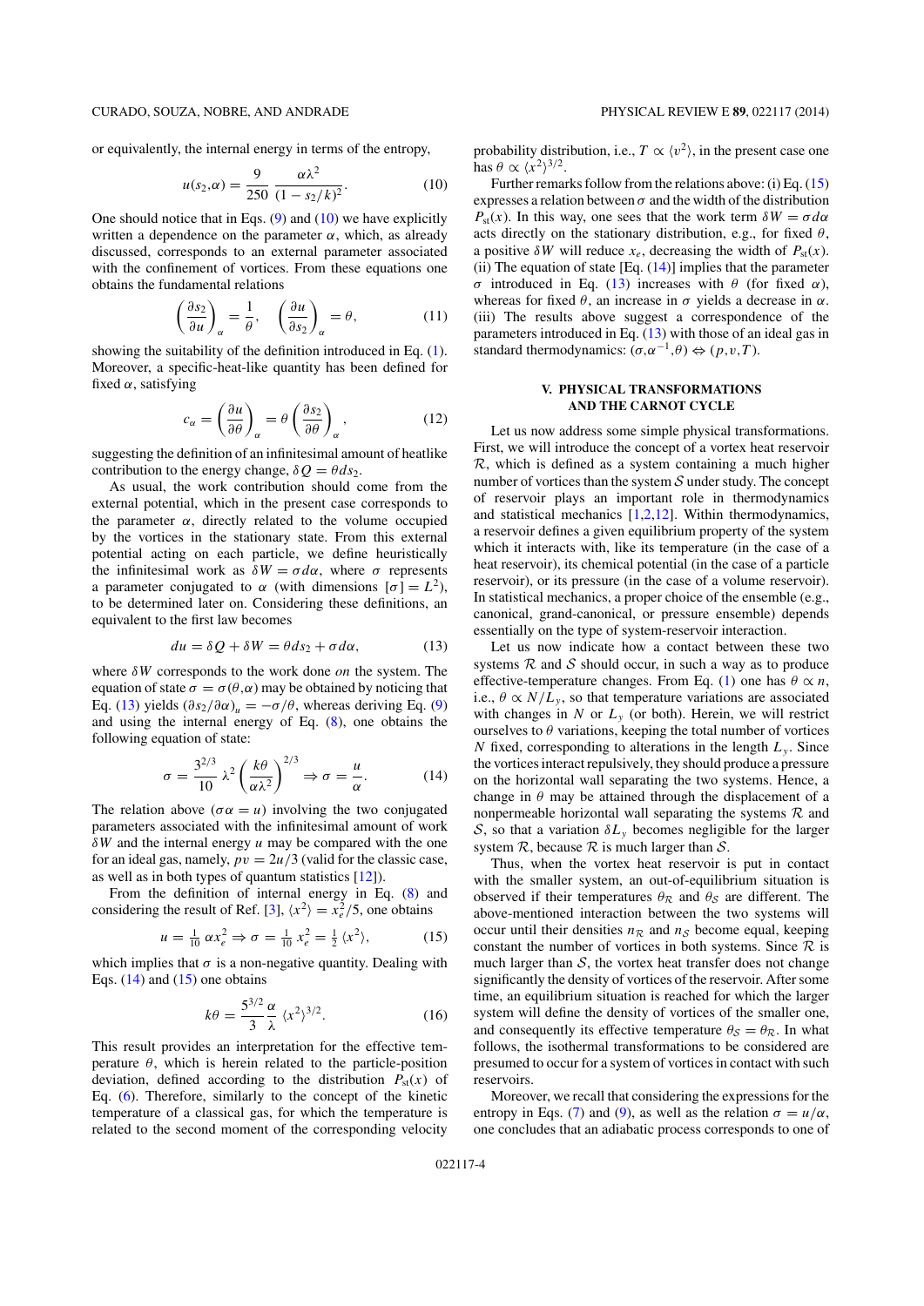or equivalently, the internal energy in terms of the entropy,

$$u(s_2,\alpha) = \frac{9}{250}\,\frac{\alpha\lambda^2}{(1 - s_2/k)^2}. \tag{10}$$

One should notice that in Eqs. (9) and (10) we have explicitly written a dependence on the parameter $\alpha$, which, as already discussed, corresponds to an external parameter associated with the confinement of vortices. From these equations one obtains the fundamental relations

$$\left(\frac{\partial s_2}{\partial u}\right)_\alpha = \frac{1}{\theta}, \quad \left(\frac{\partial u}{\partial s_2}\right)_\alpha = \theta, \tag{11}$$

showing the suitability of the definition introduced in Eq. (1). Moreover, a specific-heat-like quantity has been defined for fixed $\alpha$, satisfying

$$c_\alpha = \left(\frac{\partial u}{\partial \theta}\right)_\alpha = \theta\left(\frac{\partial s_2}{\partial \theta}\right)_\alpha, \tag{12}$$

suggesting the definition of an infinitesimal amount of heatlike contribution to the energy change, $\delta Q = \theta ds_2$.

As usual, the work contribution should come from the external potential, which in the present case corresponds to the parameter $\alpha$, directly related to the volume occupied by the vortices in the stationary state. From this external potential acting on each particle, we define heuristically the infinitesimal work as $\delta W = \sigma d\alpha$, where $\sigma$ represents a parameter conjugated to $\alpha$ (with dimensions $[\sigma] = L^2$), to be determined later on. Considering these definitions, an equivalent to the first law becomes

$$du = \delta Q + \delta W = \theta ds_2 + \sigma d\alpha, \tag{13}$$

where $\delta W$ corresponds to the work done *on* the system. The equation of state $\sigma = \sigma(\theta,\alpha)$ may be obtained by noticing that Eq. (13) yields $(\partial s_2/\partial\alpha)_u = -\sigma/\theta$, whereas deriving Eq. (9) and using the internal energy of Eq. (8), one obtains the following equation of state:

$$\sigma = \frac{3^{2/3}}{10}\,\lambda^2\left(\frac{k\theta}{\alpha\lambda^2}\right)^{2/3} \Rightarrow \sigma = \frac{u}{\alpha}. \tag{14}$$

The relation above ($\sigma\alpha = u$) involving the two conjugated parameters associated with the infinitesimal amount of work $\delta W$ and the internal energy $u$ may be compared with the one for an ideal gas, namely, $pv = 2u/3$ (valid for the classic case, as well as in both types of quantum statistics [12]).

From the definition of internal energy in Eq. (8) and considering the result of Ref. [3], $\langle x^2\rangle = x_e^2/5$, one obtains

$$u = \tfrac{1}{10}\,\alpha x_e^2 \Rightarrow \sigma = \tfrac{1}{10}\,x_e^2 = \tfrac{1}{2}\,\langle x^2\rangle, \tag{15}$$

which implies that $\sigma$ is a non-negative quantity. Dealing with Eqs. (14) and (15) one obtains

$$k\theta = \frac{5^{3/2}}{3}\,\frac{\alpha}{\lambda}\,\langle x^2\rangle^{3/2}. \tag{16}$$

This result provides an interpretation for the effective temperature $\theta$, which is herein related to the particle-position deviation, defined according to the distribution $P_{\rm st}(x)$ of Eq. (6). Therefore, similarly to the concept of the kinetic temperature of a classical gas, for which the temperature is related to the second moment of the corresponding velocity probability distribution, i.e., $T \propto \langle v^2\rangle$, in the present case one has $\theta \propto \langle x^2\rangle^{3/2}$.

Further remarks follow from the relations above: (i) Eq. (15) expresses a relation between $\sigma$ and the width of the distribution $P_{\rm st}(x)$. In this way, one sees that the work term $\delta W = \sigma d\alpha$ acts directly on the stationary distribution, e.g., for fixed $\theta$, a positive $\delta W$ will reduce $x_e$, decreasing the width of $P_{\rm st}(x)$. (ii) The equation of state [Eq. (14)] implies that the parameter $\sigma$ introduced in Eq. (13) increases with $\theta$ (for fixed $\alpha$), whereas for fixed $\theta$, an increase in $\sigma$ yields a decrease in $\alpha$. (iii) The results above suggest a correspondence of the parameters introduced in Eq. (13) with those of an ideal gas in standard thermodynamics: $(\sigma,\alpha^{-1},\theta) \Leftrightarrow (p,v,T)$.

## V. PHYSICAL TRANSFORMATIONS AND THE CARNOT CYCLE

Let us now address some simple physical transformations. First, we will introduce the concept of a vortex heat reservoir $\mathcal{R}$, which is defined as a system containing a much higher number of vortices than the system $\mathcal{S}$ under study. The concept of reservoir plays an important role in thermodynamics and statistical mechanics [1,2,12]. Within thermodynamics, a reservoir defines a given equilibrium property of the system which it interacts with, like its temperature (in the case of a heat reservoir), its chemical potential (in the case of a particle reservoir), or its pressure (in the case of a volume reservoir). In statistical mechanics, a proper choice of the ensemble (e.g., canonical, grand-canonical, or pressure ensemble) depends essentially on the type of system-reservoir interaction.

Let us now indicate how a contact between these two systems $\mathcal{R}$ and $\mathcal{S}$ should occur, in such a way as to produce effective-temperature changes. From Eq. (1) one has $\theta \propto n$, i.e., $\theta \propto N/L_y$, so that temperature variations are associated with changes in $N$ or $L_y$ (or both). Herein, we will restrict ourselves to $\theta$ variations, keeping the total number of vortices $N$ fixed, corresponding to alterations in the length $L_y$. Since the vortices interact repulsively, they should produce a pressure on the horizontal wall separating the two systems. Hence, a change in $\theta$ may be attained through the displacement of a nonpermeable horizontal wall separating the systems $\mathcal{R}$ and $\mathcal{S}$, so that a variation $\delta L_y$ becomes negligible for the larger system $\mathcal{R}$, because $\mathcal{R}$ is much larger than $\mathcal{S}$.

Thus, when the vortex heat reservoir is put in contact with the smaller system, an out-of-equilibrium situation is observed if their temperatures $\theta_{\mathcal{R}}$ and $\theta_{\mathcal{S}}$ are different. The above-mentioned interaction between the two systems will occur until their densities $n_{\mathcal{R}}$ and $n_{\mathcal{S}}$ become equal, keeping constant the number of vortices in both systems. Since $\mathcal{R}$ is much larger than $\mathcal{S}$, the vortex heat transfer does not change significantly the density of vortices of the reservoir. After some time, an equilibrium situation is reached for which the larger system will define the density of vortices of the smaller one, and consequently its effective temperature $\theta_{\mathcal{S}} = \theta_{\mathcal{R}}$. In what follows, the isothermal transformations to be considered are presumed to occur for a system of vortices in contact with such reservoirs.

Moreover, we recall that considering the expressions for the entropy in Eqs. (7) and (9), as well as the relation $\sigma = u/\alpha$, one concludes that an adiabatic process corresponds to one of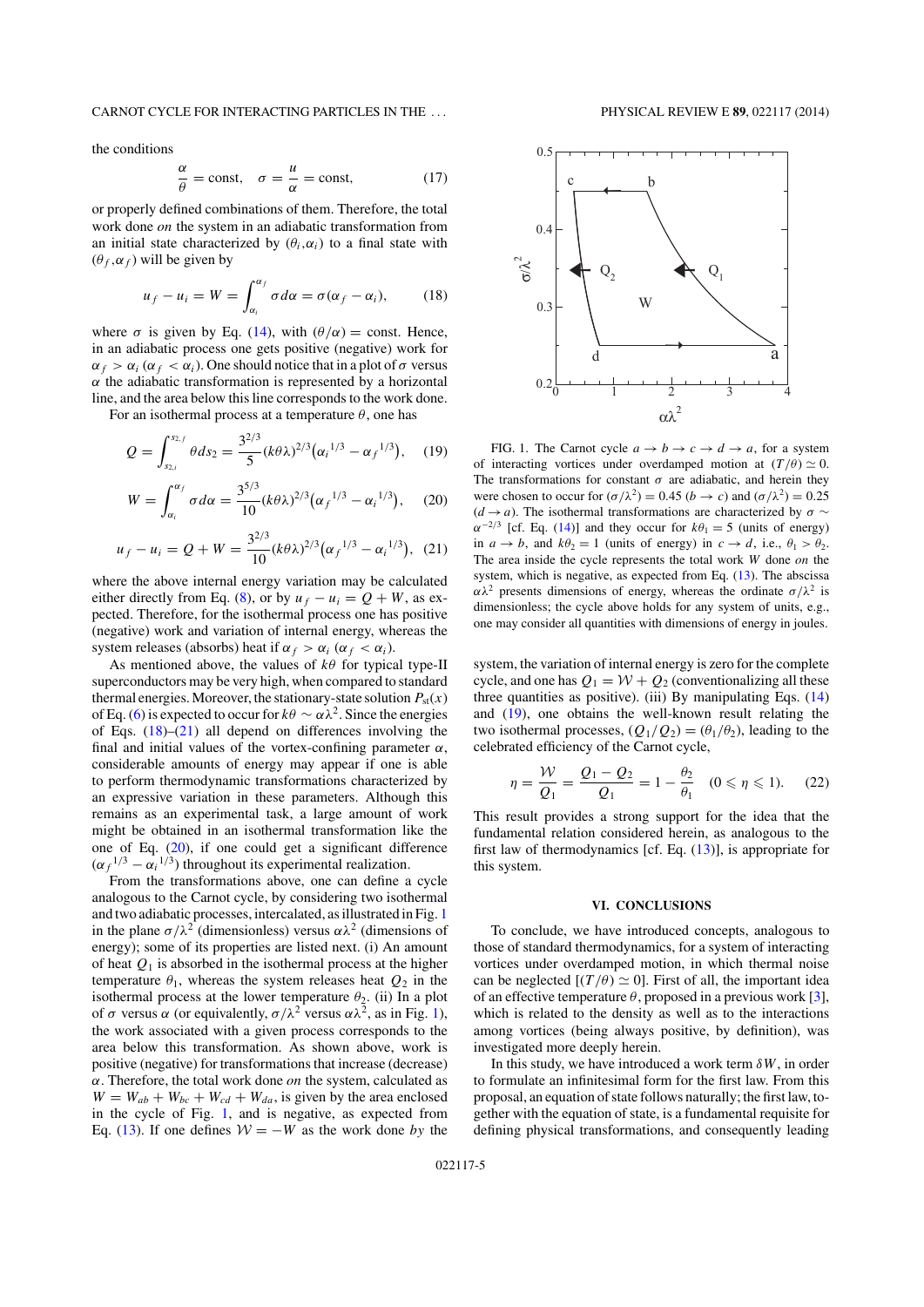the conditions

$$\frac{\alpha}{\theta} = \text{const}, \quad \sigma = \frac{u}{\alpha} = \text{const}, \tag{17}$$

or properly defined combinations of them. Therefore, the total work done *on* the system in an adiabatic transformation from an initial state characterized by $(\theta_i,\alpha_i)$ to a final state with $(\theta_f,\alpha_f)$ will be given by

$$u_f - u_i = W = \int_{\alpha_i}^{\alpha_f} \sigma\, d\alpha = \sigma(\alpha_f - \alpha_i), \tag{18}$$

where $\sigma$ is given by Eq. (14), with $(\theta/\alpha) = $ const. Hence, in an adiabatic process one gets positive (negative) work for $\alpha_f > \alpha_i$ ($\alpha_f < \alpha_i$). One should notice that in a plot of $\sigma$ versus $\alpha$ the adiabatic transformation is represented by a horizontal line, and the area below this line corresponds to the work done.

For an isothermal process at a temperature $\theta$, one has

$$Q = \int_{s_{2,i}}^{s_{2,f}} \theta\, ds_2 = \frac{3^{2/3}}{5}(k\theta\lambda)^{2/3}\left(\alpha_i^{1/3} - \alpha_f^{1/3}\right), \tag{19}$$

$$W = \int_{\alpha_i}^{\alpha_f} \sigma\, d\alpha = \frac{3^{5/3}}{10}(k\theta\lambda)^{2/3}\left(\alpha_f^{1/3} - \alpha_i^{1/3}\right), \tag{20}$$

$$u_f - u_i = Q + W = \frac{3^{2/3}}{10}(k\theta\lambda)^{2/3}\left(\alpha_f^{1/3} - \alpha_i^{1/3}\right), \tag{21}$$

where the above internal energy variation may be calculated either directly from Eq. (8), or by $u_f - u_i = Q + W$, as expected. Therefore, for the isothermal process one has positive (negative) work and variation of internal energy, whereas the system releases (absorbs) heat if $\alpha_f > \alpha_i$ ($\alpha_f < \alpha_i$).

As mentioned above, the values of $k\theta$ for typical type-II superconductors may be very high, when compared to standard thermal energies. Moreover, the stationary-state solution $P_{\rm st}(x)$ of Eq. (6) is expected to occur for $k\theta \sim \alpha\lambda^2$. Since the energies of Eqs. (18)–(21) all depend on differences involving the final and initial values of the vortex-confining parameter $\alpha$, considerable amounts of energy may appear if one is able to perform thermodynamic transformations characterized by an expressive variation in these parameters. Although this remains as an experimental task, a large amount of work might be obtained in an isothermal transformation like the one of Eq. (20), if one could get a significant difference $(\alpha_f^{1/3} - \alpha_i^{1/3})$ throughout its experimental realization.

From the transformations above, one can define a cycle analogous to the Carnot cycle, by considering two isothermal and two adiabatic processes, intercalated, as illustrated in Fig. 1 in the plane $\sigma/\lambda^2$ (dimensionless) versus $\alpha\lambda^2$ (dimensions of energy); some of its properties are listed next. (i) An amount of heat $Q_1$ is absorbed in the isothermal process at the higher temperature $\theta_1$, whereas the system releases heat $Q_2$ in the isothermal process at the lower temperature $\theta_2$. (ii) In a plot of $\sigma$ versus $\alpha$ (or equivalently, $\sigma/\lambda^2$ versus $\alpha\lambda^2$, as in Fig. 1), the work associated with a given process corresponds to the area below this transformation. As shown above, work is positive (negative) for transformations that increase (decrease) $\alpha$. Therefore, the total work done *on* the system, calculated as $W = W_{ab} + W_{bc} + W_{cd} + W_{da}$, is given by the area enclosed in the cycle of Fig. 1, and is negative, as expected from Eq. (13). If one defines $\mathcal{W} = -W$ as the work done *by* the system, the variation of internal energy is zero for the complete cycle, and one has $Q_1 = \mathcal{W} + Q_2$ (conventionalizing all these three quantities as positive). (iii) By manipulating Eqs. (14) and (19), one obtains the well-known result relating the two isothermal processes, $(Q_1/Q_2) = (\theta_1/\theta_2)$, leading to the celebrated efficiency of the Carnot cycle,

$$\eta = \frac{\mathcal{W}}{Q_1} = \frac{Q_1 - Q_2}{Q_1} = 1 - \frac{\theta_2}{\theta_1} \quad (0 \leqslant \eta \leqslant 1). \tag{22}$$

This result provides a strong support for the idea that the fundamental relation considered herein, as analogous to the first law of thermodynamics [cf. Eq. (13)], is appropriate for this system.

FIG. 1. The Carnot cycle $a \to b \to c \to d \to a$, for a system of interacting vortices under overdamped motion at $(T/\theta) \simeq 0$. The transformations for constant $\sigma$ are adiabatic, and herein they were chosen to occur for $(\sigma/\lambda^2) = 0.45$ ($b \to c$) and $(\sigma/\lambda^2) = 0.25$ ($d \to a$). The isothermal transformations are characterized by $\sigma \sim \alpha^{-2/3}$ [cf. Eq. (14)] and they occur for $k\theta_1 = 5$ (units of energy) in $a \to b$, and $k\theta_2 = 1$ (units of energy) in $c \to d$, i.e., $\theta_1 > \theta_2$. The area inside the cycle represents the total work $W$ done *on* the system, which is negative, as expected from Eq. (13). The abscissa $\alpha\lambda^2$ presents dimensions of energy, whereas the ordinate $\sigma/\lambda^2$ is dimensionless; the cycle above holds for any system of units, e.g., one may consider all quantities with dimensions of energy in joules.

## VI. CONCLUSIONS

To conclude, we have introduced concepts, analogous to those of standard thermodynamics, for a system of interacting vortices under overdamped motion, in which thermal noise can be neglected [$(T/\theta) \simeq 0$]. First of all, the important idea of an effective temperature $\theta$, proposed in a previous work [3], which is related to the density as well as to the interactions among vortices (being always positive, by definition), was investigated more deeply herein.

In this study, we have introduced a work term $\delta W$, in order to formulate an infinitesimal form for the first law. From this proposal, an equation of state follows naturally; the first law, together with the equation of state, is a fundamental requisite for defining physical transformations, and consequently leading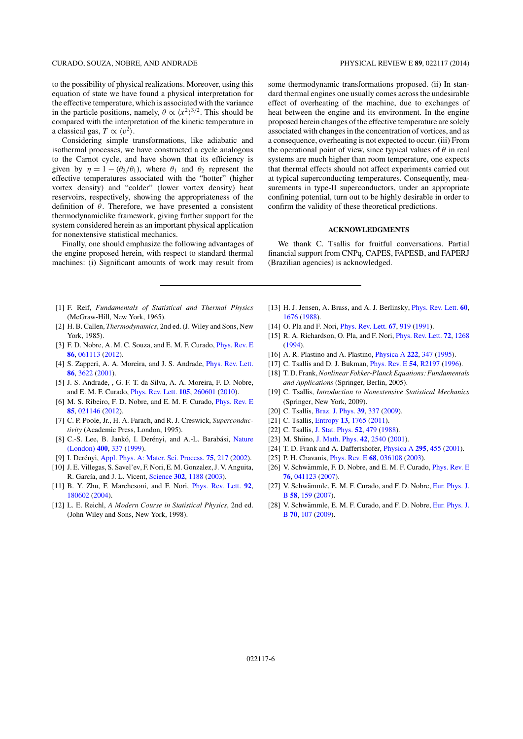to the possibility of physical realizations. Moreover, using this equation of state we have found a physical interpretation for the effective temperature, which is associated with the variance in the particle positions, namely, $\theta \propto \langle x^2 \rangle^{3/2}$. This should be compared with the interpretation of the kinetic temperature in a classical gas, $T \propto \langle v^2 \rangle$.

Considering simple transformations, like adiabatic and isothermal processes, we have constructed a cycle analogous to the Carnot cycle, and have shown that its efficiency is given by $\eta = 1 - (\theta_2/\theta_1)$, where $\theta_1$ and $\theta_2$ represent the effective temperatures associated with the "hotter" (higher vortex density) and "colder" (lower vortex density) heat reservoirs, respectively, showing the appropriateness of the definition of $\theta$. Therefore, we have presented a consistent thermodynamiclike framework, giving further support for the system considered herein as an important physical application for nonextensive statistical mechanics.

Finally, one should emphasize the following advantages of the engine proposed herein, with respect to standard thermal machines: (i) Significant amounts of work may result from some thermodynamic transformations proposed. (ii) In standard thermal engines one usually comes across the undesirable effect of overheating of the machine, due to exchanges of heat between the engine and its environment. In the engine proposed herein changes of the effective temperature are solely associated with changes in the concentration of vortices, and as a consequence, overheating is not expected to occur. (iii) From the operational point of view, since typical values of $\theta$ in real systems are much higher than room temperature, one expects that thermal effects should not affect experiments carried out at typical superconducting temperatures. Consequently, measurements in type-II superconductors, under an appropriate confining potential, turn out to be highly desirable in order to confirm the validity of these theoretical predictions.

## ACKNOWLEDGMENTS

We thank C. Tsallis for fruitful conversations. Partial financial support from CNPq, CAPES, FAPESB, and FAPERJ (Brazilian agencies) is acknowledged.

---

[1] F. Reif, *Fundamentals of Statistical and Thermal Physics* (McGraw-Hill, New York, 1965).

[2] H. B. Callen, *Thermodynamics*, 2nd ed. (J. Wiley and Sons, New York, 1985).

[3] F. D. Nobre, A. M. C. Souza, and E. M. F. Curado, Phys. Rev. E **86**, 061113 (2012).

[4] S. Zapperi, A. A. Moreira, and J. S. Andrade, Phys. Rev. Lett. **86**, 3622 (2001).

[5] J. S. Andrade, , G. F. T. da Silva, A. A. Moreira, F. D. Nobre, and E. M. F. Curado, Phys. Rev. Lett. **105**, 260601 (2010).

[6] M. S. Ribeiro, F. D. Nobre, and E. M. F. Curado, Phys. Rev. E **85**, 021146 (2012).

[7] C. P. Poole, Jr., H. A. Farach, and R. J. Creswick, *Superconductivity* (Academic Press, London, 1995).

[8] C.-S. Lee, B. Jankó, I. Derényi, and A.-L. Barabási, Nature (London) **400**, 337 (1999).

[9] I. Derényi, Appl. Phys. A: Mater. Sci. Process. **75**, 217 (2002).

[10] J. E. Villegas, S. Savel'ev, F. Nori, E. M. Gonzalez, J. V. Anguita, R. García, and J. L. Vicent, Science **302**, 1188 (2003).

[11] B. Y. Zhu, F. Marchesoni, and F. Nori, Phys. Rev. Lett. **92**, 180602 (2004).

[12] L. E. Reichl, *A Modern Course in Statistical Physics*, 2nd ed. (John Wiley and Sons, New York, 1998).

[13] H. J. Jensen, A. Brass, and A. J. Berlinsky, Phys. Rev. Lett. **60**, 1676 (1988).

[14] O. Pla and F. Nori, Phys. Rev. Lett. **67**, 919 (1991).

[15] R. A. Richardson, O. Pla, and F. Nori, Phys. Rev. Lett. **72**, 1268 (1994).

[16] A. R. Plastino and A. Plastino, Physica A **222**, 347 (1995).

[17] C. Tsallis and D. J. Bukman, Phys. Rev. E **54**, R2197 (1996).

[18] T. D. Frank, *Nonlinear Fokker-Planck Equations: Fundamentals and Applications* (Springer, Berlin, 2005).

[19] C. Tsallis, *Introduction to Nonextensive Statistical Mechanics* (Springer, New York, 2009).

[20] C. Tsallis, Braz. J. Phys. **39**, 337 (2009).

[21] C. Tsallis, Entropy **13**, 1765 (2011).

[22] C. Tsallis, J. Stat. Phys. **52**, 479 (1988).

[23] M. Shiino, J. Math. Phys. **42**, 2540 (2001).

[24] T. D. Frank and A. Daffertshofer, Physica A **295**, 455 (2001).

[25] P. H. Chavanis, Phys. Rev. E **68**, 036108 (2003).

[26] V. Schwämmle, F. D. Nobre, and E. M. F. Curado, Phys. Rev. E **76**, 041123 (2007).

[27] V. Schwämmle, E. M. F. Curado, and F. D. Nobre, Eur. Phys. J. B **58**, 159 (2007).

[28] V. Schwämmle, E. M. F. Curado, and F. D. Nobre, Eur. Phys. J. B **70**, 107 (2009).